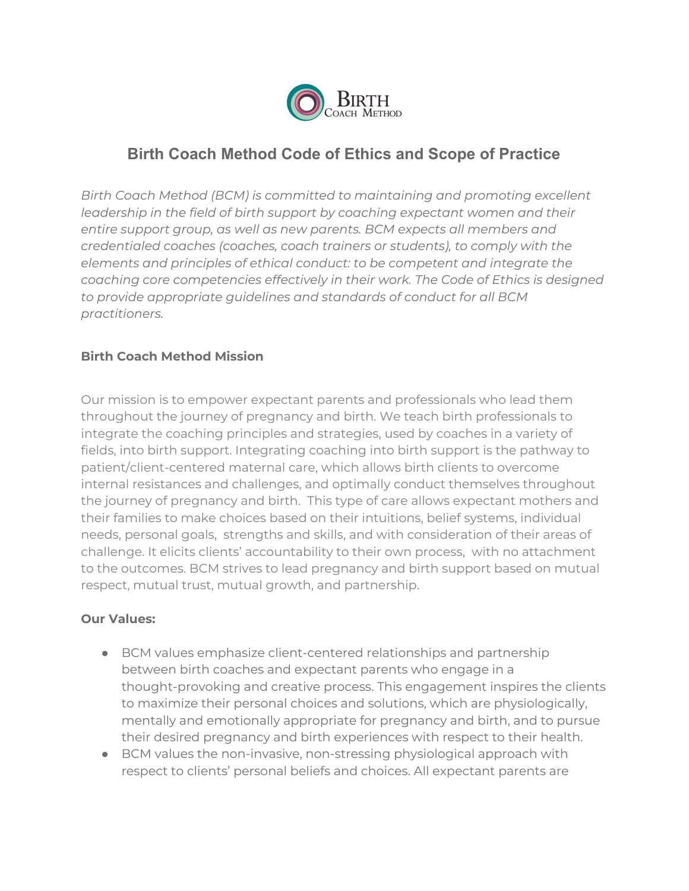# Birth Coach Method Code of Ethics and Scope of Practice

*Birth Coach Method (BCM) is committed to maintaining and promoting excellent leadership in the field of birth support by coaching expectant women and their entire support group, as well as new parents. BCM expects all members and credentialed coaches (coaches, coach trainers or students), to comply with the elements and principles of ethical conduct: to be competent and integrate the coaching core competencies effectively in their work. The Code of Ethics is designed to provide appropriate guidelines and standards of conduct for all BCM practitioners.*

**Birth Coach Method Mission**

Our mission is to empower expectant parents and professionals who lead them throughout the journey of pregnancy and birth. We teach birth professionals to integrate the coaching principles and strategies, used by coaches in a variety of fields, into birth support. Integrating coaching into birth support is the pathway to patient/client-centered maternal care, which allows birth clients to overcome internal resistances and challenges, and optimally conduct themselves throughout the journey of pregnancy and birth. This type of care allows expectant mothers and their families to make choices based on their intuitions, belief systems, individual needs, personal goals, strengths and skills, and with consideration of their areas of challenge. It elicits clients' accountability to their own process, with no attachment to the outcomes. BCM strives to lead pregnancy and birth support based on mutual respect, mutual trust, mutual growth, and partnership.

**Our Values:**

- BCM values emphasize client-centered relationships and partnership between birth coaches and expectant parents who engage in a thought-provoking and creative process. This engagement inspires the clients to maximize their personal choices and solutions, which are physiologically, mentally and emotionally appropriate for pregnancy and birth, and to pursue their desired pregnancy and birth experiences with respect to their health.
- BCM values the non-invasive, non-stressing physiological approach with respect to clients' personal beliefs and choices. All expectant parents are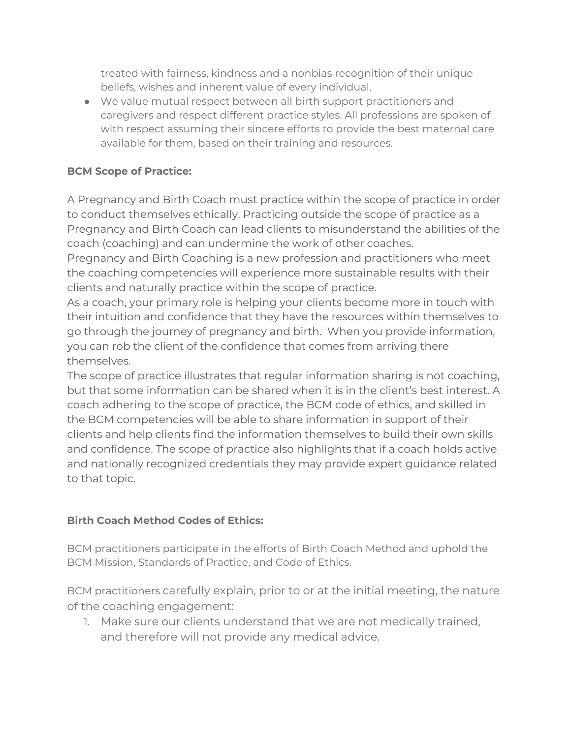treated with fairness, kindness and a nonbias recognition of their unique beliefs, wishes and inherent value of every individual.

- We value mutual respect between all birth support practitioners and caregivers and respect different practice styles. All professions are spoken of with respect assuming their sincere efforts to provide the best maternal care available for them, based on their training and resources.

**BCM Scope of Practice:**

A Pregnancy and Birth Coach must practice within the scope of practice in order to conduct themselves ethically. Practicing outside the scope of practice as a Pregnancy and Birth Coach can lead clients to misunderstand the abilities of the coach (coaching) and can undermine the work of other coaches.
Pregnancy and Birth Coaching is a new profession and practitioners who meet the coaching competencies will experience more sustainable results with their clients and naturally practice within the scope of practice.
As a coach, your primary role is helping your clients become more in touch with their intuition and confidence that they have the resources within themselves to go through the journey of pregnancy and birth. When you provide information, you can rob the client of the confidence that comes from arriving there themselves.
The scope of practice illustrates that regular information sharing is not coaching, but that some information can be shared when it is in the client's best interest. A coach adhering to the scope of practice, the BCM code of ethics, and skilled in the BCM competencies will be able to share information in support of their clients and help clients find the information themselves to build their own skills and confidence. The scope of practice also highlights that if a coach holds active and nationally recognized credentials they may provide expert guidance related to that topic.

**Birth Coach Method Codes of Ethics:**

BCM practitioners participate in the efforts of Birth Coach Method and uphold the BCM Mission, Standards of Practice, and Code of Ethics.

BCM practitioners carefully explain, prior to or at the initial meeting, the nature of the coaching engagement:

1. Make sure our clients understand that we are not medically trained, and therefore will not provide any medical advice.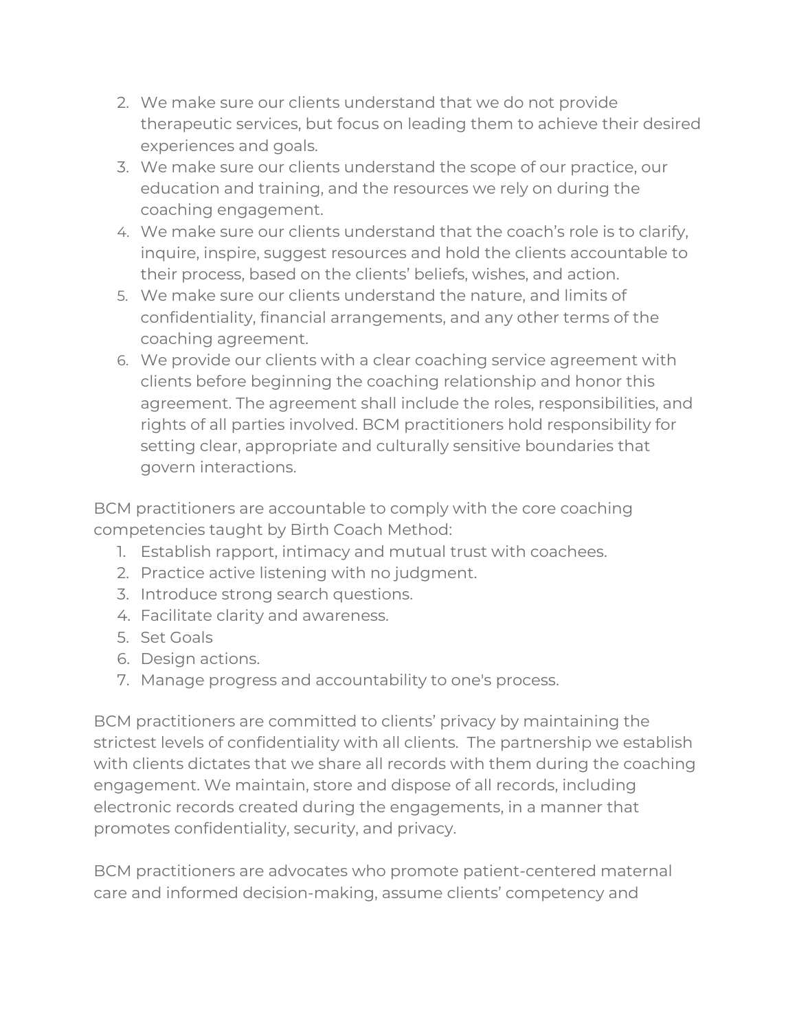2. We make sure our clients understand that we do not provide therapeutic services, but focus on leading them to achieve their desired experiences and goals.
3. We make sure our clients understand the scope of our practice, our education and training, and the resources we rely on during the coaching engagement.
4. We make sure our clients understand that the coach's role is to clarify, inquire, inspire, suggest resources and hold the clients accountable to their process, based on the clients' beliefs, wishes, and action.
5. We make sure our clients understand the nature, and limits of confidentiality, financial arrangements, and any other terms of the coaching agreement.
6. We provide our clients with a clear coaching service agreement with clients before beginning the coaching relationship and honor this agreement. The agreement shall include the roles, responsibilities, and rights of all parties involved. BCM practitioners hold responsibility for setting clear, appropriate and culturally sensitive boundaries that govern interactions.

BCM practitioners are accountable to comply with the core coaching competencies taught by Birth Coach Method:

1. Establish rapport, intimacy and mutual trust with coachees.
2. Practice active listening with no judgment.
3. Introduce strong search questions.
4. Facilitate clarity and awareness.
5. Set Goals
6. Design actions.
7. Manage progress and accountability to one's process.

BCM practitioners are committed to clients' privacy by maintaining the strictest levels of confidentiality with all clients. The partnership we establish with clients dictates that we share all records with them during the coaching engagement. We maintain, store and dispose of all records, including electronic records created during the engagements, in a manner that promotes confidentiality, security, and privacy.

BCM practitioners are advocates who promote patient-centered maternal care and informed decision-making, assume clients' competency and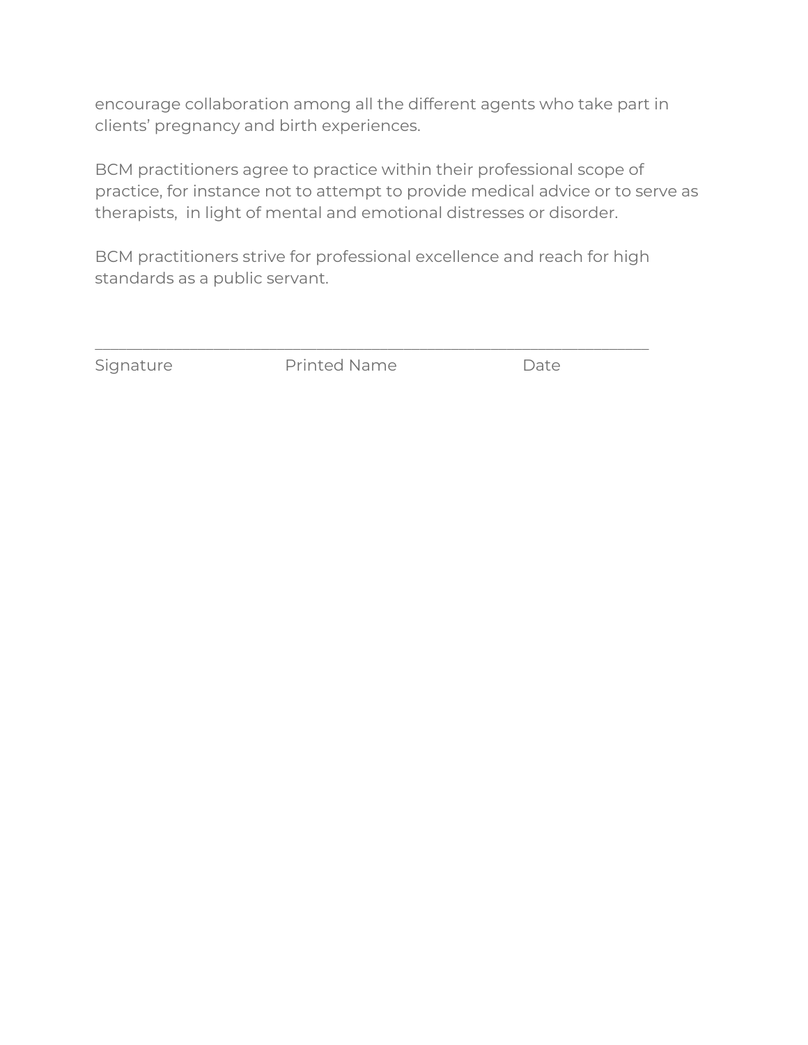encourage collaboration among all the different agents who take part in clients' pregnancy and birth experiences.

BCM practitioners agree to practice within their professional scope of practice, for instance not to attempt to provide medical advice or to serve as therapists,  in light of mental and emotional distresses or disorder.

BCM practitioners strive for professional excellence and reach for high standards as a public servant.

_______________________________________________________________

Signature                    Printed Name                    Date